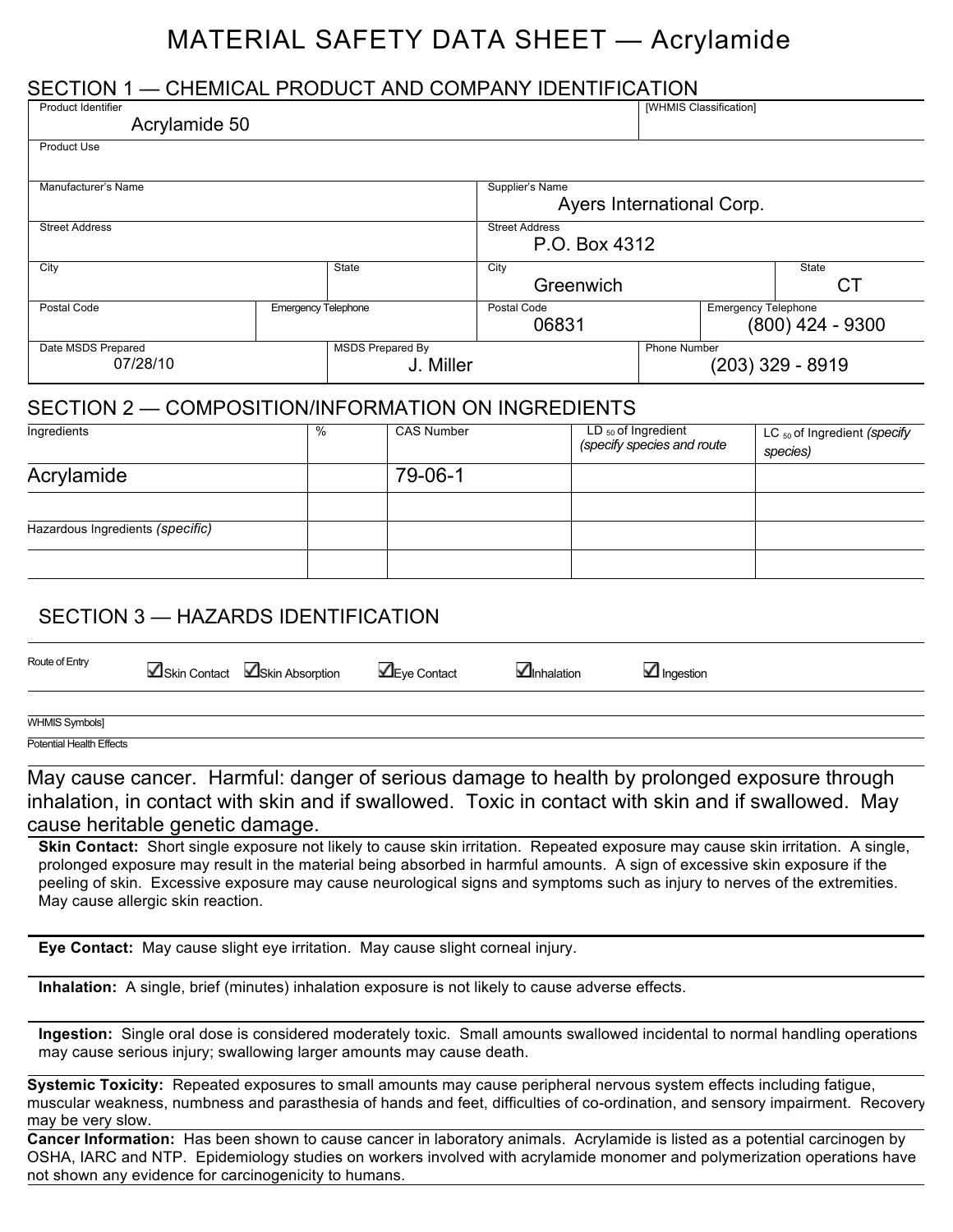# MATERIAL SAFETY DATA SHEET — Acrylamide

## SECTION 1 — CHEMICAL PRODUCT AND COMPANY IDENTIFICATION

| Product Identifier | [WHMIS Classification] |
|---|---|
| Acrylamide 50 | |

| Product Use |
|---|
| |

| Manufacturer's Name | Supplier's Name |
|---|---|
| | Ayers International Corp. |
| **Street Address** | **Street Address** |
| | P.O. Box 4312 |

| City | State | City | State |
|---|---|---|---|
| | | Greenwich | CT |

| Postal Code | Emergency Telephone | Postal Code | Emergency Telephone |
|---|---|---|---|
| | | 06831 | (800) 424 - 9300 |

| Date MSDS Prepared | MSDS Prepared By | Phone Number |
|---|---|---|
| 07/28/10 | J. Miller | (203) 329 - 8919 |

## SECTION 2 — COMPOSITION/INFORMATION ON INGREDIENTS

| Ingredients | % | CAS Number | $LD_{50}$ of Ingredient *(specify species and route* | $LC_{50}$ of Ingredient *(specify species)* |
|---|---|---|---|---|
| Acrylamide | | 79-06-1 | | |
| | | | | |
| Hazardous Ingredients *(specific)* | | | | |
| | | | | |

## SECTION 3 — HAZARDS IDENTIFICATION

Route of Entry: ☑ Skin Contact ☑ Skin Absorption ☑ Eye Contact ☑ Inhalation ☑ Ingestion

WHMIS Symbols]

Potential Health Effects

May cause cancer. Harmful: danger of serious damage to health by prolonged exposure through inhalation, in contact with skin and if swallowed. Toxic in contact with skin and if swallowed. May cause heritable genetic damage.

**Skin Contact:** Short single exposure not likely to cause skin irritation. Repeated exposure may cause skin irritation. A single, prolonged exposure may result in the material being absorbed in harmful amounts. A sign of excessive skin exposure if the peeling of skin. Excessive exposure may cause neurological signs and symptoms such as injury to nerves of the extremities. May cause allergic skin reaction.

**Eye Contact:** May cause slight eye irritation. May cause slight corneal injury.

**Inhalation:** A single, brief (minutes) inhalation exposure is not likely to cause adverse effects.

**Ingestion:** Single oral dose is considered moderately toxic. Small amounts swallowed incidental to normal handling operations may cause serious injury; swallowing larger amounts may cause death.

**Systemic Toxicity:** Repeated exposures to small amounts may cause peripheral nervous system effects including fatigue, muscular weakness, numbness and parasthesia of hands and feet, difficulties of co-ordination, and sensory impairment. Recovery may be very slow.

**Cancer Information:** Has been shown to cause cancer in laboratory animals. Acrylamide is listed as a potential carcinogen by OSHA, IARC and NTP. Epidemiology studies on workers involved with acrylamide monomer and polymerization operations have not shown any evidence for carcinogenicity to humans.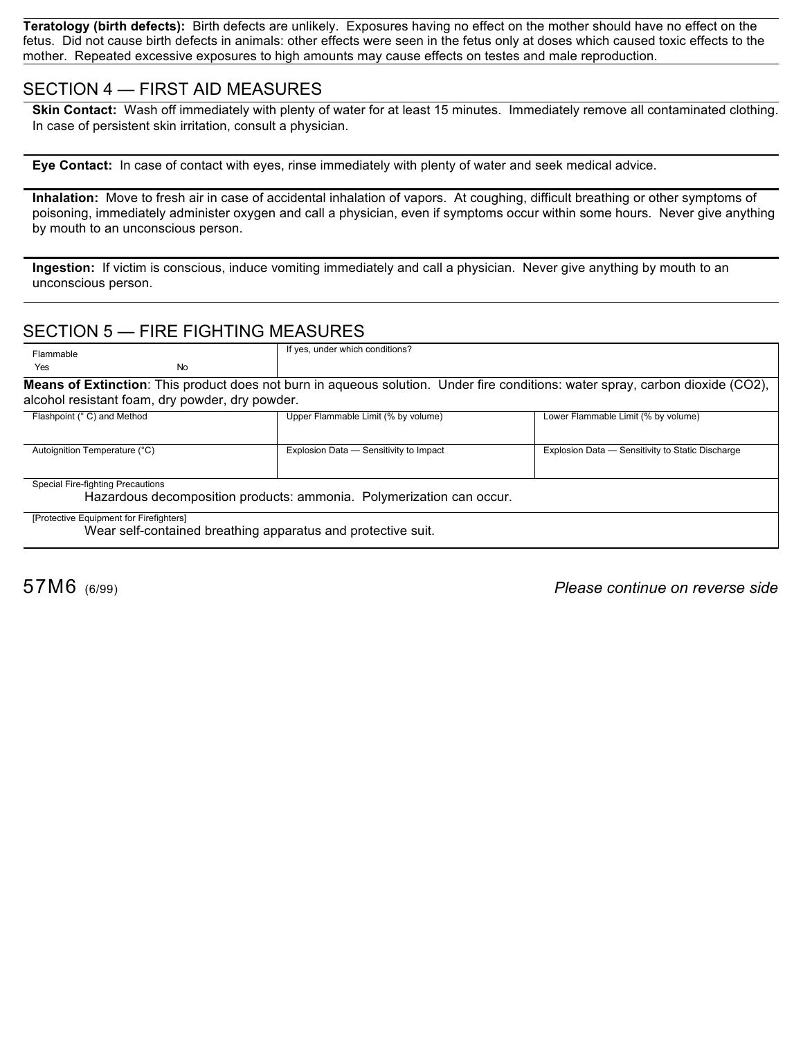**Teratology (birth defects):** Birth defects are unlikely. Exposures having no effect on the mother should have no effect on the fetus. Did not cause birth defects in animals: other effects were seen in the fetus only at doses which caused toxic effects to the mother. Repeated excessive exposures to high amounts may cause effects on testes and male reproduction.

## SECTION 4 — FIRST AID MEASURES

**Skin Contact:** Wash off immediately with plenty of water for at least 15 minutes. Immediately remove all contaminated clothing. In case of persistent skin irritation, consult a physician.

**Eye Contact:** In case of contact with eyes, rinse immediately with plenty of water and seek medical advice.

**Inhalation:** Move to fresh air in case of accidental inhalation of vapors. At coughing, difficult breathing or other symptoms of poisoning, immediately administer oxygen and call a physician, even if symptoms occur within some hours. Never give anything by mouth to an unconscious person.

**Ingestion:** If victim is conscious, induce vomiting immediately and call a physician. Never give anything by mouth to an unconscious person.

## SECTION 5 — FIRE FIGHTING MEASURES

| Flammable Yes No | If yes, under which conditions? | |
|---|---|---|
| **Means of Extinction**: This product does not burn in aqueous solution. Under fire conditions: water spray, carbon dioxide (CO2), alcohol resistant foam, dry powder, dry powder. | | |
| Flashpoint (° C) and Method | Upper Flammable Limit (% by volume) | Lower Flammable Limit (% by volume) |
| Autoignition Temperature (°C) | Explosion Data — Sensitivity to Impact | Explosion Data — Sensitivity to Static Discharge |
| Special Fire-fighting Precautions: Hazardous decomposition products: ammonia. Polymerization can occur. | | |
| [Protective Equipment for Firefighters]: Wear self-contained breathing apparatus and protective suit. | | |

57M6 (6/99) *Please continue on reverse side*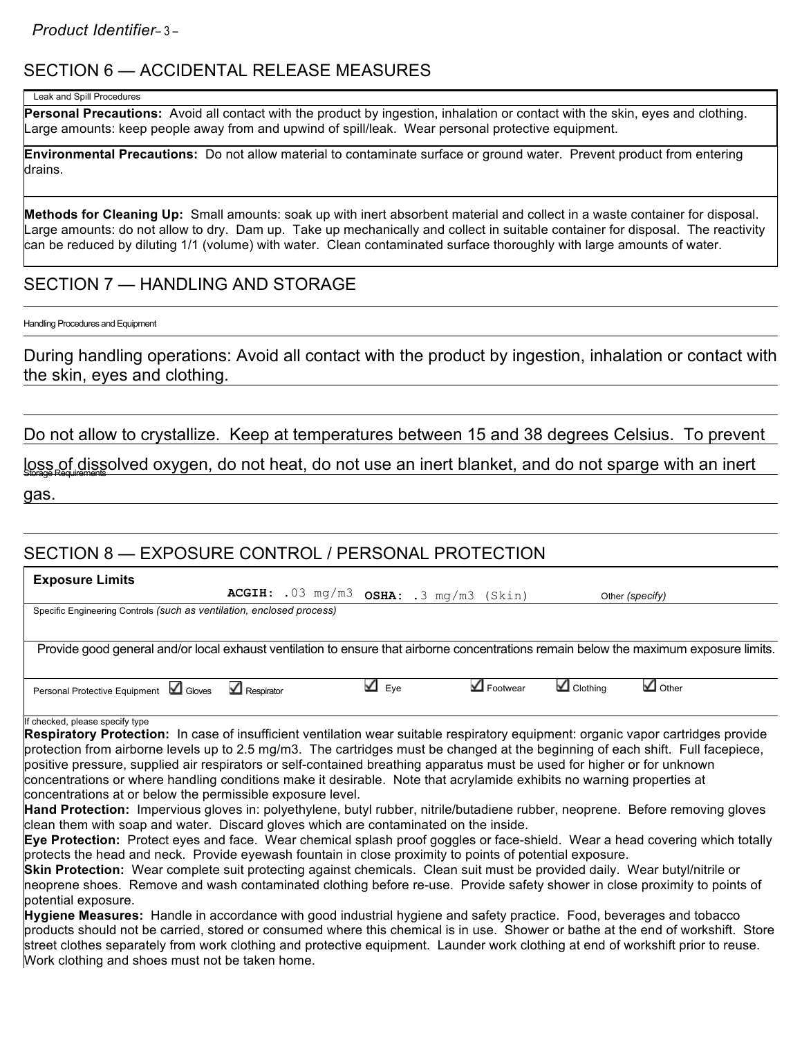## SECTION 6 — ACCIDENTAL RELEASE MEASURES

Leak and Spill Procedures

**Personal Precautions:** Avoid all contact with the product by ingestion, inhalation or contact with the skin, eyes and clothing. Large amounts: keep people away from and upwind of spill/leak. Wear personal protective equipment.

**Environmental Precautions:** Do not allow material to contaminate surface or ground water. Prevent product from entering drains.

**Methods for Cleaning Up:** Small amounts: soak up with inert absorbent material and collect in a waste container for disposal. Large amounts: do not allow to dry. Dam up. Take up mechanically and collect in suitable container for disposal. The reactivity can be reduced by diluting 1/1 (volume) with water. Clean contaminated surface thoroughly with large amounts of water.

## SECTION 7 — HANDLING AND STORAGE

Handling Procedures and Equipment

During handling operations: Avoid all contact with the product by ingestion, inhalation or contact with the skin, eyes and clothing.

Storage Requirements

Do not allow to crystallize. Keep at temperatures between 15 and 38 degrees Celsius. To prevent loss of dissolved oxygen, do not heat, do not use an inert blanket, and do not sparge with an inert gas.

## SECTION 8 — EXPOSURE CONTROL / PERSONAL PROTECTION

**Exposure Limits** **ACGIH:** .03 mg/m3 **OSHA:** .3 mg/m3 (Skin) Other *(specify)*

Specific Engineering Controls *(such as ventilation, enclosed process)*

Provide good general and/or local exhaust ventilation to ensure that airborne concentrations remain below the maximum exposure limits.

Personal Protective Equipment ☑ Gloves ☑ Respirator ☑ Eye ☑ Footwear ☑ Clothing ☑ Other

If checked, please specify type

**Respiratory Protection:** In case of insufficient ventilation wear suitable respiratory equipment: organic vapor cartridges provide protection from airborne levels up to 2.5 mg/m3. The cartridges must be changed at the beginning of each shift. Full facepiece, positive pressure, supplied air respirators or self-contained breathing apparatus must be used for higher or for unknown concentrations or where handling conditions make it desirable. Note that acrylamide exhibits no warning properties at concentrations at or below the permissible exposure level.

**Hand Protection:** Impervious gloves in: polyethylene, butyl rubber, nitrile/butadiene rubber, neoprene. Before removing gloves clean them with soap and water. Discard gloves which are contaminated on the inside.

**Eye Protection:** Protect eyes and face. Wear chemical splash proof goggles or face-shield. Wear a head covering which totally protects the head and neck. Provide eyewash fountain in close proximity to points of potential exposure.

**Skin Protection:** Wear complete suit protecting against chemicals. Clean suit must be provided daily. Wear butyl/nitrile or neoprene shoes. Remove and wash contaminated clothing before re-use. Provide safety shower in close proximity to points of potential exposure.

**Hygiene Measures:** Handle in accordance with good industrial hygiene and safety practice. Food, beverages and tobacco products should not be carried, stored or consumed where this chemical is in use. Shower or bathe at the end of workshift. Store street clothes separately from work clothing and protective equipment. Launder work clothing at end of workshift prior to reuse. Work clothing and shoes must not be taken home.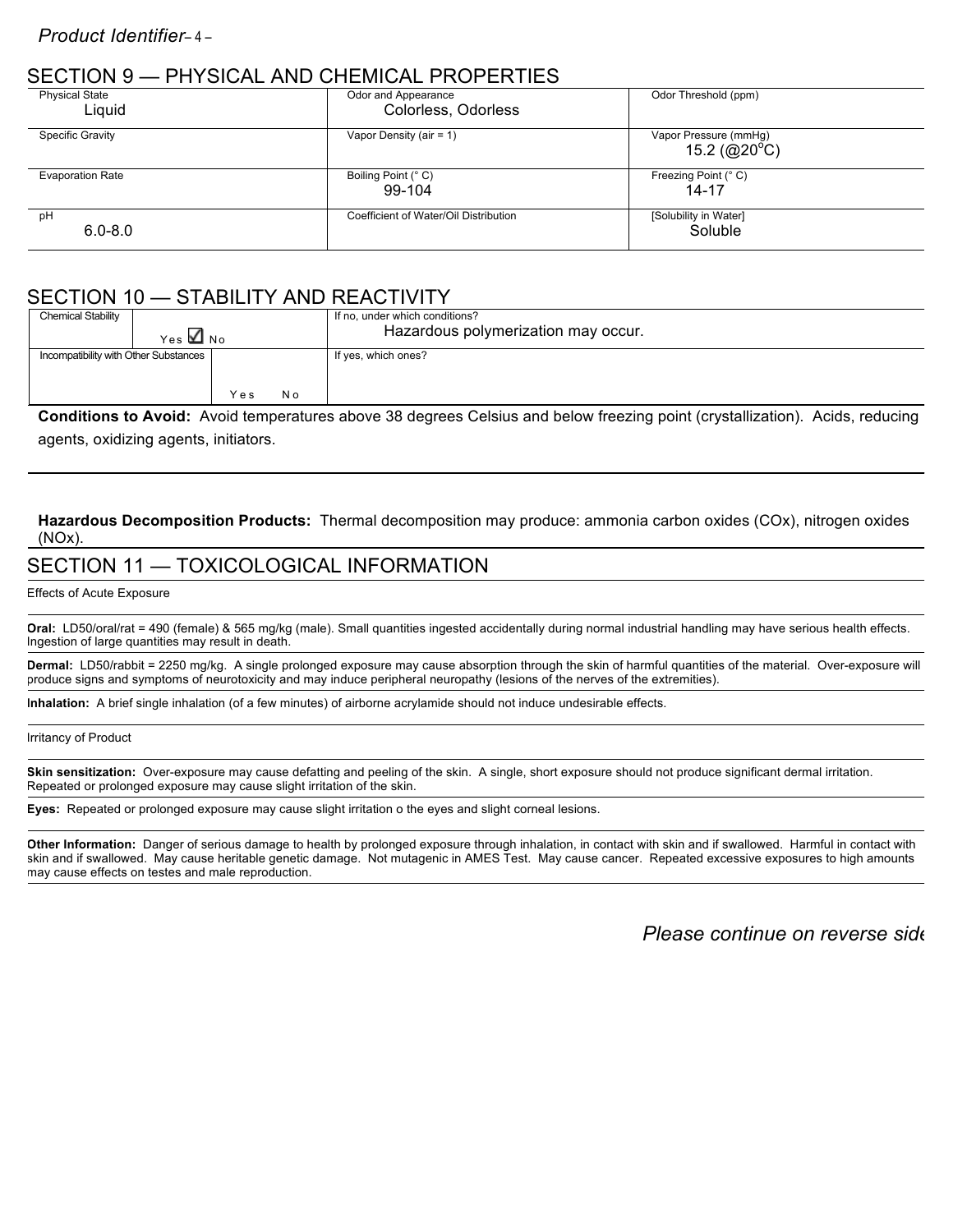## SECTION 9 — PHYSICAL AND CHEMICAL PROPERTIES

| Physical State | Odor and Appearance | Odor Threshold (ppm) |
|---|---|---|
| Liquid | Colorless, Odorless | |
| **Specific Gravity** | **Vapor Density (air = 1)** | **Vapor Pressure (mmHg)** |
| | | 15.2 (@20°C) |
| **Evaporation Rate** | **Boiling Point (° C)** | **Freezing Point (° C)** |
| | 99-104 | 14-17 |
| **pH** | **Coefficient of Water/Oil Distribution** | **[Solubility in Water]** |
| 6.0-8.0 | | Soluble |

## SECTION 10 — STABILITY AND REACTIVITY

| Chemical Stability | | If no, under which conditions? |
|---|---|---|
| | Yes ☑ No | Hazardous polymerization may occur. |
| Incompatibility with Other Substances | Yes No | If yes, which ones? |

**Conditions to Avoid:** Avoid temperatures above 38 degrees Celsius and below freezing point (crystallization). Acids, reducing agents, oxidizing agents, initiators.

**Hazardous Decomposition Products:** Thermal decomposition may produce: ammonia carbon oxides (COx), nitrogen oxides (NOx).

## SECTION 11 — TOXICOLOGICAL INFORMATION

Effects of Acute Exposure

**Oral:** LD50/oral/rat = 490 (female) & 565 mg/kg (male). Small quantities ingested accidentally during normal industrial handling may have serious health effects. Ingestion of large quantities may result in death.

**Dermal:** LD50/rabbit = 2250 mg/kg. A single prolonged exposure may cause absorption through the skin of harmful quantities of the material. Over-exposure will produce signs and symptoms of neurotoxicity and may induce peripheral neuropathy (lesions of the nerves of the extremities).

**Inhalation:** A brief single inhalation (of a few minutes) of airborne acrylamide should not induce undesirable effects.

Irritancy of Product

**Skin sensitization:** Over-exposure may cause defatting and peeling of the skin. A single, short exposure should not produce significant dermal irritation. Repeated or prolonged exposure may cause slight irritation of the skin.

**Eyes:** Repeated or prolonged exposure may cause slight irritation o the eyes and slight corneal lesions.

**Other Information:** Danger of serious damage to health by prolonged exposure through inhalation, in contact with skin and if swallowed. Harmful in contact with skin and if swallowed. May cause heritable genetic damage. Not mutagenic in AMES Test. May cause cancer. Repeated excessive exposures to high amounts may cause effects on testes and male reproduction.

*Please continue on reverse side*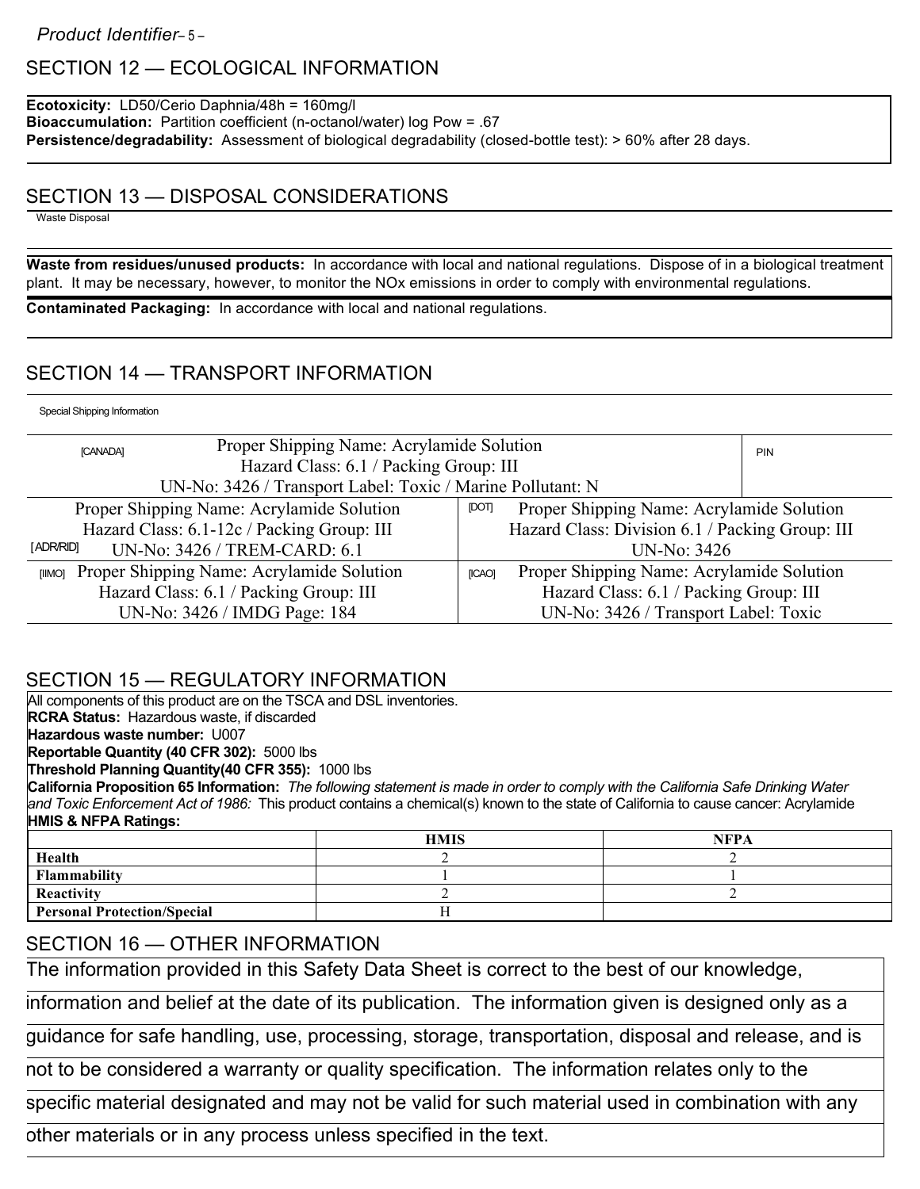## SECTION 12 — ECOLOGICAL INFORMATION

**Ecotoxicity:** LD50/Cerio Daphnia/48h = 160mg/l
**Bioaccumulation:** Partition coefficient (n-octanol/water) log Pow = .67
**Persistence/degradability:** Assessment of biological degradability (closed-bottle test): > 60% after 28 days.

## SECTION 13 — DISPOSAL CONSIDERATIONS

Waste Disposal

**Waste from residues/unused products:** In accordance with local and national regulations. Dispose of in a biological treatment plant. It may be necessary, however, to monitor the NOx emissions in order to comply with environmental regulations.

**Contaminated Packaging:** In accordance with local and national regulations.

## SECTION 14 — TRANSPORT INFORMATION

Special Shipping Information

| | |
|---|---|
| [CANADA] Proper Shipping Name: Acrylamide Solution<br>Hazard Class: 6.1 / Packing Group: III<br>UN-No: 3426 / Transport Label: Toxic / Marine Pollutant: N | PIN |
| [ADR/RID] Proper Shipping Name: Acrylamide Solution<br>Hazard Class: 6.1-12c / Packing Group: III<br>UN-No: 3426 / TREM-CARD: 6.1 | [DOT] Proper Shipping Name: Acrylamide Solution<br>Hazard Class: Division 6.1 / Packing Group: III<br>UN-No: 3426 |
| [IIMO] Proper Shipping Name: Acrylamide Solution<br>Hazard Class: 6.1 / Packing Group: III<br>UN-No: 3426 / IMDG Page: 184 | [ICAO] Proper Shipping Name: Acrylamide Solution<br>Hazard Class: 6.1 / Packing Group: III<br>UN-No: 3426 / Transport Label: Toxic |

## SECTION 15 — REGULATORY INFORMATION

All components of this product are on the TSCA and DSL inventories.
**RCRA Status:** Hazardous waste, if discarded
**Hazardous waste number:** U007
**Reportable Quantity (40 CFR 302):** 5000 lbs
**Threshold Planning Quantity(40 CFR 355):** 1000 lbs
**California Proposition 65 Information:** *The following statement is made in order to comply with the California Safe Drinking Water and Toxic Enforcement Act of 1986:* This product contains a chemical(s) known to the state of California to cause cancer: Acrylamide
**HMIS & NFPA Ratings:**

| | HMIS | NFPA |
|---|---|---|
| **Health** | 2 | 2 |
| **Flammability** | 1 | 1 |
| **Reactivity** | 2 | 2 |
| **Personal Protection/Special** | H | |

## SECTION 16 — OTHER INFORMATION

The information provided in this Safety Data Sheet is correct to the best of our knowledge, information and belief at the date of its publication. The information given is designed only as a guidance for safe handling, use, processing, storage, transportation, disposal and release, and is not to be considered a warranty or quality specification. The information relates only to the specific material designated and may not be valid for such material used in combination with any other materials or in any process unless specified in the text.